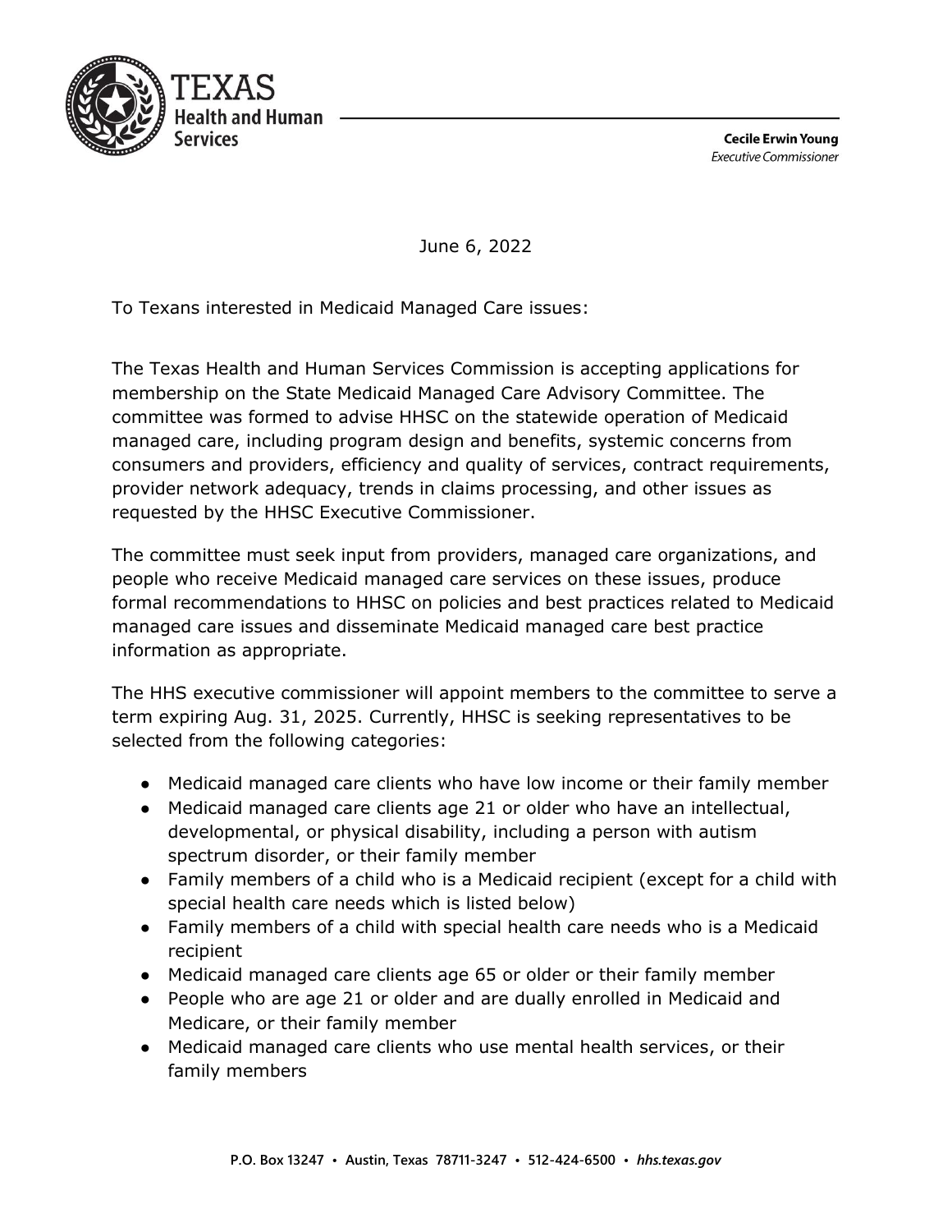TEXAS
Health and Human
Services

**Cecile Erwin Young**
*Executive Commissioner*

June 6, 2022

To Texans interested in Medicaid Managed Care issues:

The Texas Health and Human Services Commission is accepting applications for membership on the State Medicaid Managed Care Advisory Committee. The committee was formed to advise HHSC on the statewide operation of Medicaid managed care, including program design and benefits, systemic concerns from consumers and providers, efficiency and quality of services, contract requirements, provider network adequacy, trends in claims processing, and other issues as requested by the HHSC Executive Commissioner.

The committee must seek input from providers, managed care organizations, and people who receive Medicaid managed care services on these issues, produce formal recommendations to HHSC on policies and best practices related to Medicaid managed care issues and disseminate Medicaid managed care best practice information as appropriate.

The HHS executive commissioner will appoint members to the committee to serve a term expiring Aug. 31, 2025. Currently, HHSC is seeking representatives to be selected from the following categories:

- Medicaid managed care clients who have low income or their family member
- Medicaid managed care clients age 21 or older who have an intellectual, developmental, or physical disability, including a person with autism spectrum disorder, or their family member
- Family members of a child who is a Medicaid recipient (except for a child with special health care needs which is listed below)
- Family members of a child with special health care needs who is a Medicaid recipient
- Medicaid managed care clients age 65 or older or their family member
- People who are age 21 or older and are dually enrolled in Medicaid and Medicare, or their family member
- Medicaid managed care clients who use mental health services, or their family members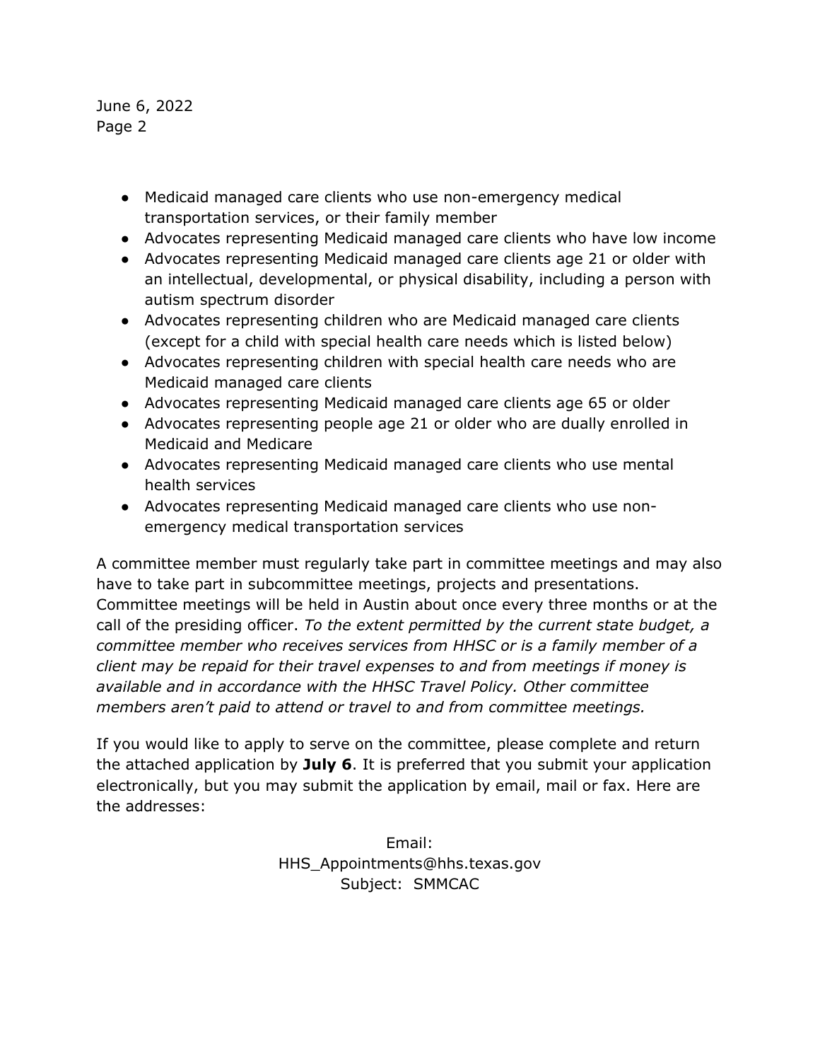- Medicaid managed care clients who use non-emergency medical transportation services, or their family member
- Advocates representing Medicaid managed care clients who have low income
- Advocates representing Medicaid managed care clients age 21 or older with an intellectual, developmental, or physical disability, including a person with autism spectrum disorder
- Advocates representing children who are Medicaid managed care clients (except for a child with special health care needs which is listed below)
- Advocates representing children with special health care needs who are Medicaid managed care clients
- Advocates representing Medicaid managed care clients age 65 or older
- Advocates representing people age 21 or older who are dually enrolled in Medicaid and Medicare
- Advocates representing Medicaid managed care clients who use mental health services
- Advocates representing Medicaid managed care clients who use non-emergency medical transportation services

A committee member must regularly take part in committee meetings and may also have to take part in subcommittee meetings, projects and presentations. Committee meetings will be held in Austin about once every three months or at the call of the presiding officer. *To the extent permitted by the current state budget, a committee member who receives services from HHSC or is a family member of a client may be repaid for their travel expenses to and from meetings if money is available and in accordance with the HHSC Travel Policy. Other committee members aren't paid to attend or travel to and from committee meetings.*

If you would like to apply to serve on the committee, please complete and return the attached application by **July 6**. It is preferred that you submit your application electronically, but you may submit the application by email, mail or fax. Here are the addresses:

Email:
HHS_Appointments@hhs.texas.gov
Subject: SMMCAC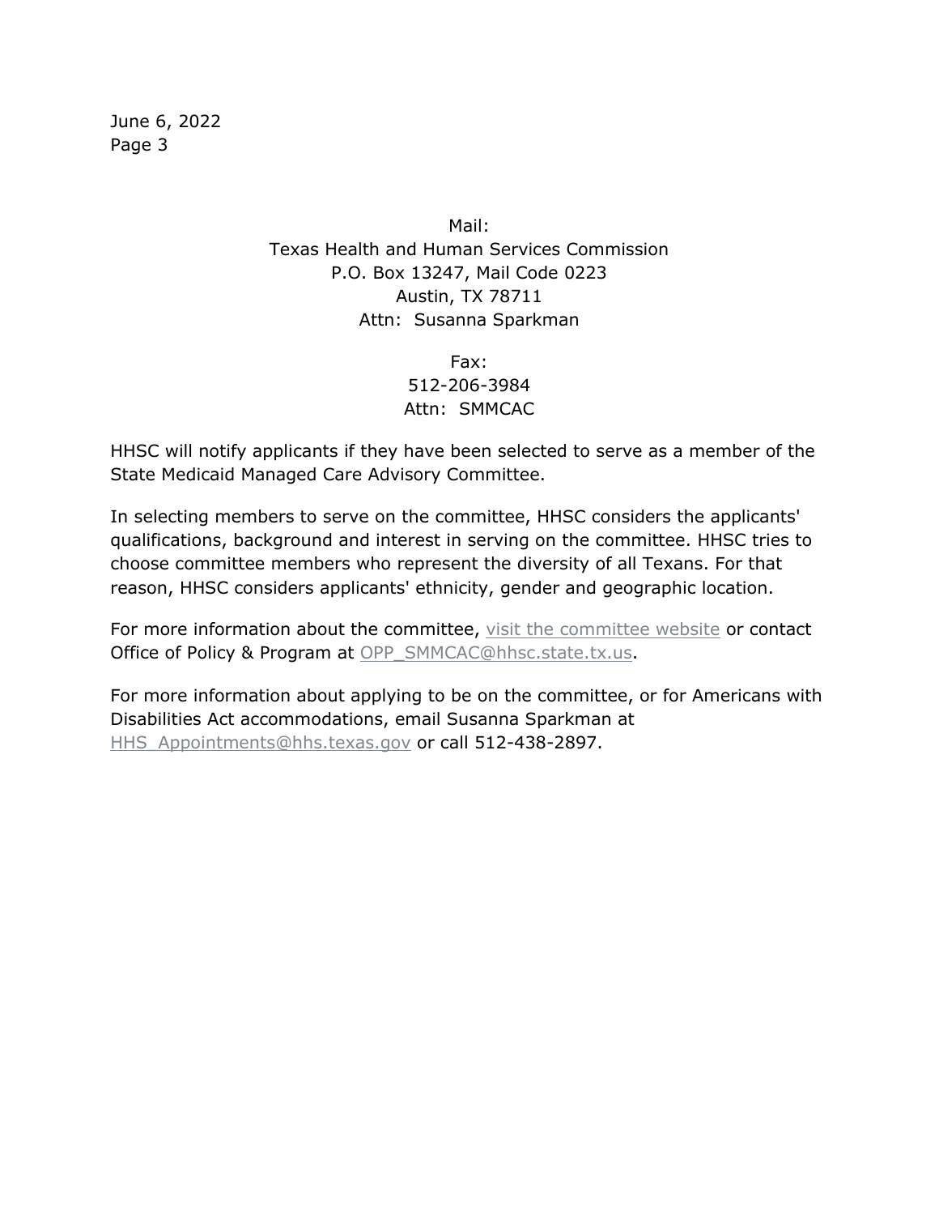Mail:
Texas Health and Human Services Commission
P.O. Box 13247, Mail Code 0223
Austin, TX 78711
Attn: Susanna Sparkman

Fax:
512-206-3984
Attn: SMMCAC

HHSC will notify applicants if they have been selected to serve as a member of the State Medicaid Managed Care Advisory Committee.

In selecting members to serve on the committee, HHSC considers the applicants' qualifications, background and interest in serving on the committee. HHSC tries to choose committee members who represent the diversity of all Texans. For that reason, HHSC considers applicants' ethnicity, gender and geographic location.

For more information about the committee, visit the committee website or contact Office of Policy & Program at OPP_SMMCAC@hhsc.state.tx.us.

For more information about applying to be on the committee, or for Americans with Disabilities Act accommodations, email Susanna Sparkman at HHS_Appointments@hhs.texas.gov or call 512-438-2897.